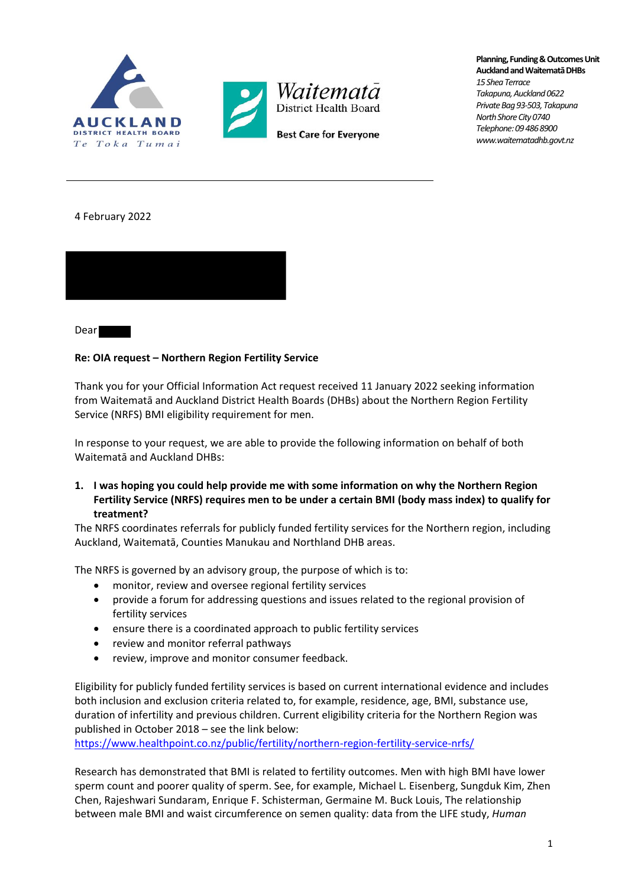AUCKLAND DISTRICT HEALTH BOARD
Te Toka Tumai

Waitematā District Health Board
Best Care for Everyone

**Planning, Funding & Outcomes Unit**
**Auckland and Waitematā DHBs**
*15 Shea Terrace*
*Takapuna, Auckland 0622*
*Private Bag 93-503, Takapuna*
*North Shore City 0740*
*Telephone: 09 486 8900*
*www.waitematadhb.govt.nz*

---

4 February 2022

Dear

**Re: OIA request – Northern Region Fertility Service**

Thank you for your Official Information Act request received 11 January 2022 seeking information from Waitematā and Auckland District Health Boards (DHBs) about the Northern Region Fertility Service (NRFS) BMI eligibility requirement for men.

In response to your request, we are able to provide the following information on behalf of both Waitematā and Auckland DHBs:

1. **I was hoping you could help provide me with some information on why the Northern Region Fertility Service (NRFS) requires men to be under a certain BMI (body mass index) to qualify for treatment?**

The NRFS coordinates referrals for publicly funded fertility services for the Northern region, including Auckland, Waitematā, Counties Manukau and Northland DHB areas.

The NRFS is governed by an advisory group, the purpose of which is to:

- monitor, review and oversee regional fertility services
- provide a forum for addressing questions and issues related to the regional provision of fertility services
- ensure there is a coordinated approach to public fertility services
- review and monitor referral pathways
- review, improve and monitor consumer feedback.

Eligibility for publicly funded fertility services is based on current international evidence and includes both inclusion and exclusion criteria related to, for example, residence, age, BMI, substance use, duration of infertility and previous children. Current eligibility criteria for the Northern Region was published in October 2018 – see the link below:
https://www.healthpoint.co.nz/public/fertility/northern-region-fertility-service-nrfs/

Research has demonstrated that BMI is related to fertility outcomes. Men with high BMI have lower sperm count and poorer quality of sperm. See, for example, Michael L. Eisenberg, Sungduk Kim, Zhen Chen, Rajeshwari Sundaram, Enrique F. Schisterman, Germaine M. Buck Louis, The relationship between male BMI and waist circumference on semen quality: data from the LIFE study, *Human*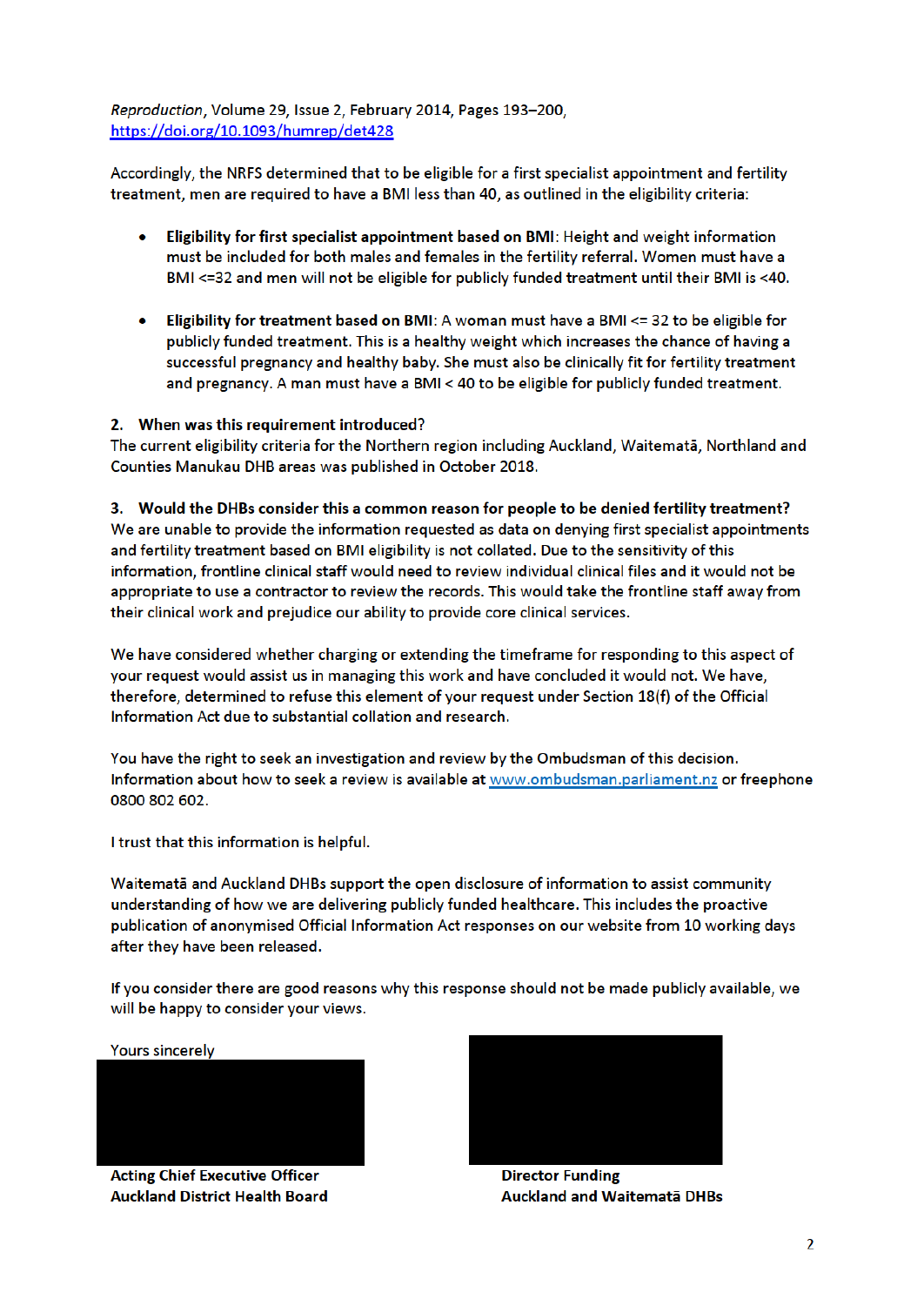*Reproduction*, Volume 29, Issue 2, February 2014, Pages 193–200, https://doi.org/10.1093/humrep/det428

Accordingly, the NRFS determined that to be eligible for a first specialist appointment and fertility treatment, men are required to have a BMI less than 40, as outlined in the eligibility criteria:

- **Eligibility for first specialist appointment based on BMI**: Height and weight information must be included for both males and females in the fertility referral. Women must have a BMI <=32 and men will not be eligible for publicly funded treatment until their BMI is <40.

- **Eligibility for treatment based on BMI**: A woman must have a BMI <= 32 to be eligible for publicly funded treatment. This is a healthy weight which increases the chance of having a successful pregnancy and healthy baby. She must also be clinically fit for fertility treatment and pregnancy. A man must have a BMI < 40 to be eligible for publicly funded treatment.

**2. When was this requirement introduced?**

The current eligibility criteria for the Northern region including Auckland, Waitematā, Northland and Counties Manukau DHB areas was published in October 2018.

**3. Would the DHBs consider this a common reason for people to be denied fertility treatment?**

We are unable to provide the information requested as data on denying first specialist appointments and fertility treatment based on BMI eligibility is not collated. Due to the sensitivity of this information, frontline clinical staff would need to review individual clinical files and it would not be appropriate to use a contractor to review the records. This would take the frontline staff away from their clinical work and prejudice our ability to provide core clinical services.

We have considered whether charging or extending the timeframe for responding to this aspect of your request would assist us in managing this work and have concluded it would not. We have, therefore, determined to refuse this element of your request under Section 18(f) of the Official Information Act due to substantial collation and research.

You have the right to seek an investigation and review by the Ombudsman of this decision. Information about how to seek a review is available at www.ombudsman.parliament.nz or freephone 0800 802 602.

I trust that this information is helpful.

Waitematā and Auckland DHBs support the open disclosure of information to assist community understanding of how we are delivering publicly funded healthcare. This includes the proactive publication of anonymised Official Information Act responses on our website from 10 working days after they have been released.

If you consider there are good reasons why this response should not be made publicly available, we will be happy to consider your views.

Yours sincerely

**Acting Chief Executive Officer**
**Auckland District Health Board**

**Director Funding**
**Auckland and Waitematā DHBs**